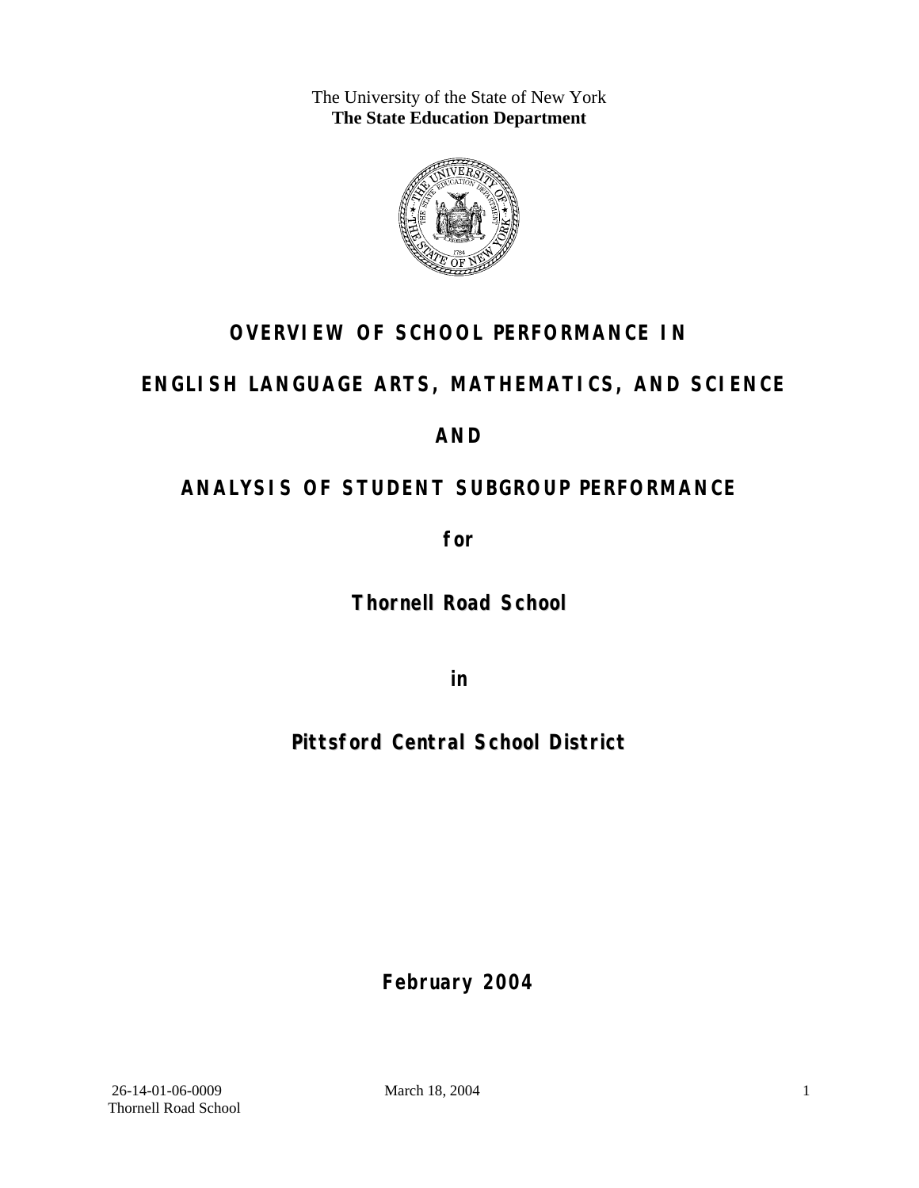The University of the State of New York
**The State Education Department**

# OVERVIEW OF SCHOOL PERFORMANCE IN

# ENGLISH LANGUAGE ARTS, MATHEMATICS, AND SCIENCE

# AND

# ANALYSIS OF STUDENT SUBGROUP PERFORMANCE

**for**

**Thornell Road School**

**in**

**Pittsford Central School District**

**February 2004**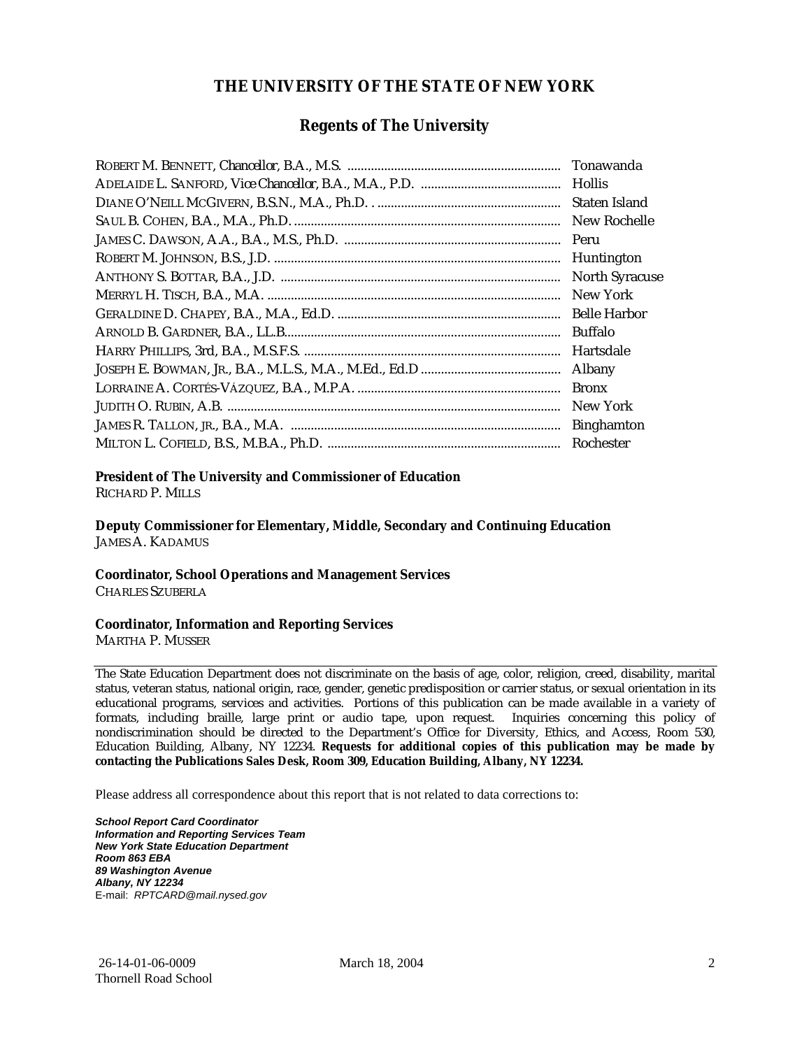# THE UNIVERSITY OF THE STATE OF NEW YORK

## Regents of The University

| | |
|---|---|
| ROBERT M. BENNETT, *Chancellor*, B.A., M.S. | Tonawanda |
| ADELAIDE L. SANFORD, *Vice Chancellor*, B.A., M.A., P.D. | Hollis |
| DIANE O'NEILL MCGIVERN, B.S.N., M.A., Ph.D. | Staten Island |
| SAUL B. COHEN, B.A., M.A., Ph.D. | New Rochelle |
| JAMES C. DAWSON, A.A., B.A., M.S., Ph.D. | Peru |
| ROBERT M. JOHNSON, B.S., J.D. | Huntington |
| ANTHONY S. BOTTAR, B.A., J.D. | North Syracuse |
| MERRYL H. TISCH, B.A., M.A. | New York |
| GERALDINE D. CHAPEY, B.A., M.A., Ed.D. | Belle Harbor |
| ARNOLD B. GARDNER, B.A., LL.B. | Buffalo |
| HARRY PHILLIPS, 3rd, B.A., M.S.F.S. | Hartsdale |
| JOSEPH E. BOWMAN, JR., B.A., M.L.S., M.A., M.Ed., Ed.D | Albany |
| LORRAINE A. CORTÉS-VÁZQUEZ, B.A., M.P.A. | Bronx |
| JUDITH O. RUBIN, A.B. | New York |
| JAMES R. TALLON, JR., B.A., M.A. | Binghamton |
| MILTON L. COFIELD, B.S., M.B.A., Ph.D. | Rochester |

**President of The University and Commissioner of Education**
RICHARD P. MILLS

**Deputy Commissioner for Elementary, Middle, Secondary and Continuing Education**
JAMES A. KADAMUS

**Coordinator, School Operations and Management Services**
CHARLES SZUBERLA

**Coordinator, Information and Reporting Services**
MARTHA P. MUSSER

---

The State Education Department does not discriminate on the basis of age, color, religion, creed, disability, marital status, veteran status, national origin, race, gender, genetic predisposition or carrier status, or sexual orientation in its educational programs, services and activities. Portions of this publication can be made available in a variety of formats, including braille, large print or audio tape, upon request. Inquiries concerning this policy of nondiscrimination should be directed to the Department's Office for Diversity, Ethics, and Access, Room 530, Education Building, Albany, NY 12234. **Requests for additional copies of this publication may be made by contacting the Publications Sales Desk, Room 309, Education Building, Albany, NY 12234.**

Please address all correspondence about this report that is not related to data corrections to:

***School Report Card Coordinator***
***Information and Reporting Services Team***
***New York State Education Department***
***Room 863 EBA***
***89 Washington Avenue***
***Albany, NY 12234***
E-mail: *RPTCARD@mail.nysed.gov*

26-14-01-06-0009 March 18, 2004
Thornell Road School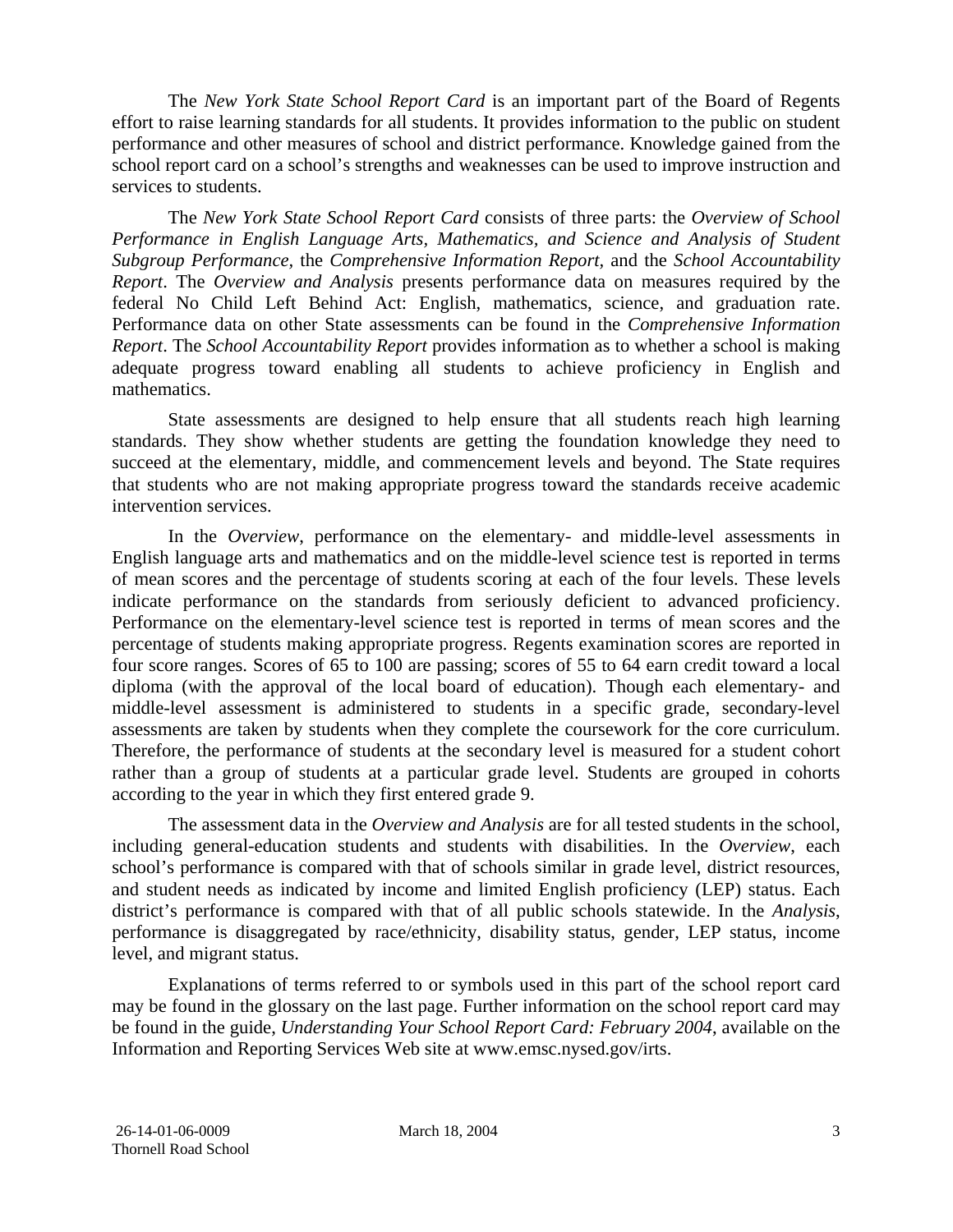The *New York State School Report Card* is an important part of the Board of Regents effort to raise learning standards for all students. It provides information to the public on student performance and other measures of school and district performance. Knowledge gained from the school report card on a school's strengths and weaknesses can be used to improve instruction and services to students.

The *New York State School Report Card* consists of three parts: the *Overview of School Performance in English Language Arts, Mathematics, and Science and Analysis of Student Subgroup Performance,* the *Comprehensive Information Report,* and the *School Accountability Report*. The *Overview and Analysis* presents performance data on measures required by the federal No Child Left Behind Act: English, mathematics, science, and graduation rate. Performance data on other State assessments can be found in the *Comprehensive Information Report*. The *School Accountability Report* provides information as to whether a school is making adequate progress toward enabling all students to achieve proficiency in English and mathematics.

State assessments are designed to help ensure that all students reach high learning standards. They show whether students are getting the foundation knowledge they need to succeed at the elementary, middle, and commencement levels and beyond. The State requires that students who are not making appropriate progress toward the standards receive academic intervention services.

In the *Overview*, performance on the elementary- and middle-level assessments in English language arts and mathematics and on the middle-level science test is reported in terms of mean scores and the percentage of students scoring at each of the four levels. These levels indicate performance on the standards from seriously deficient to advanced proficiency. Performance on the elementary-level science test is reported in terms of mean scores and the percentage of students making appropriate progress. Regents examination scores are reported in four score ranges. Scores of 65 to 100 are passing; scores of 55 to 64 earn credit toward a local diploma (with the approval of the local board of education). Though each elementary- and middle-level assessment is administered to students in a specific grade, secondary-level assessments are taken by students when they complete the coursework for the core curriculum. Therefore, the performance of students at the secondary level is measured for a student cohort rather than a group of students at a particular grade level. Students are grouped in cohorts according to the year in which they first entered grade 9.

The assessment data in the *Overview and Analysis* are for all tested students in the school, including general-education students and students with disabilities. In the *Overview*, each school's performance is compared with that of schools similar in grade level, district resources, and student needs as indicated by income and limited English proficiency (LEP) status. Each district's performance is compared with that of all public schools statewide. In the *Analysis*, performance is disaggregated by race/ethnicity, disability status, gender, LEP status, income level, and migrant status.

Explanations of terms referred to or symbols used in this part of the school report card may be found in the glossary on the last page. Further information on the school report card may be found in the guide, *Understanding Your School Report Card: February 2004*, available on the Information and Reporting Services Web site at www.emsc.nysed.gov/irts.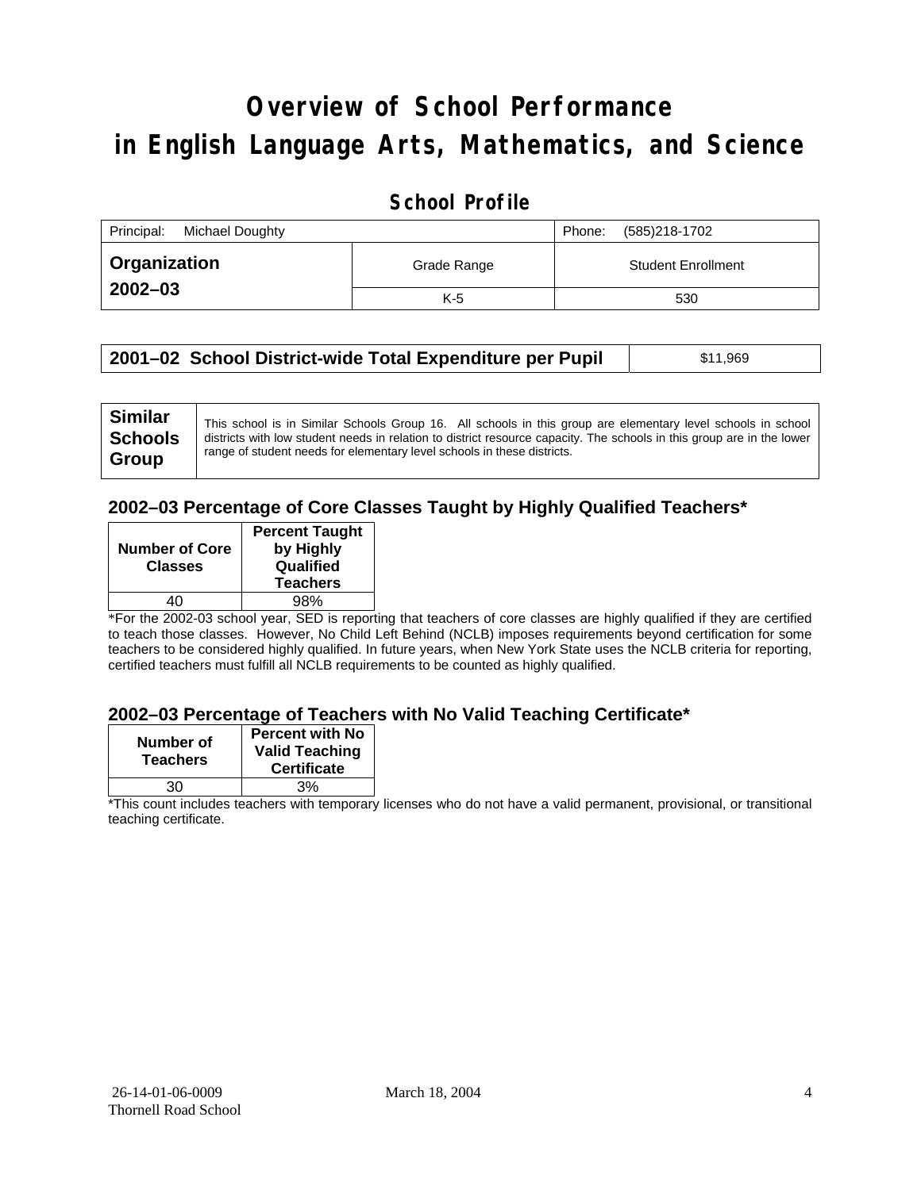# Overview of School Performance in English Language Arts, Mathematics, and Science

## School Profile

| Principal: Michael Doughty | | Phone: (585)218-1702 |
|---|---|---|
| **Organization 2002–03** | Grade Range | Student Enrollment |
| | K-5 | 530 |

| **2001–02 School District-wide Total Expenditure per Pupil** | $11,969 |
|---|---|

| **Similar Schools Group** | This school is in Similar Schools Group 16. All schools in this group are elementary level schools in school districts with low student needs in relation to district resource capacity. The schools in this group are in the lower range of student needs for elementary level schools in these districts. |
|---|---|

### 2002–03 Percentage of Core Classes Taught by Highly Qualified Teachers*

| Number of Core Classes | Percent Taught by Highly Qualified Teachers |
|---|---|
| 40 | 98% |

*For the 2002-03 school year, SED is reporting that teachers of core classes are highly qualified if they are certified to teach those classes. However, No Child Left Behind (NCLB) imposes requirements beyond certification for some teachers to be considered highly qualified. In future years, when New York State uses the NCLB criteria for reporting, certified teachers must fulfill all NCLB requirements to be counted as highly qualified.

### 2002–03 Percentage of Teachers with No Valid Teaching Certificate*

| Number of Teachers | Percent with No Valid Teaching Certificate |
|---|---|
| 30 | 3% |

*This count includes teachers with temporary licenses who do not have a valid permanent, provisional, or transitional teaching certificate.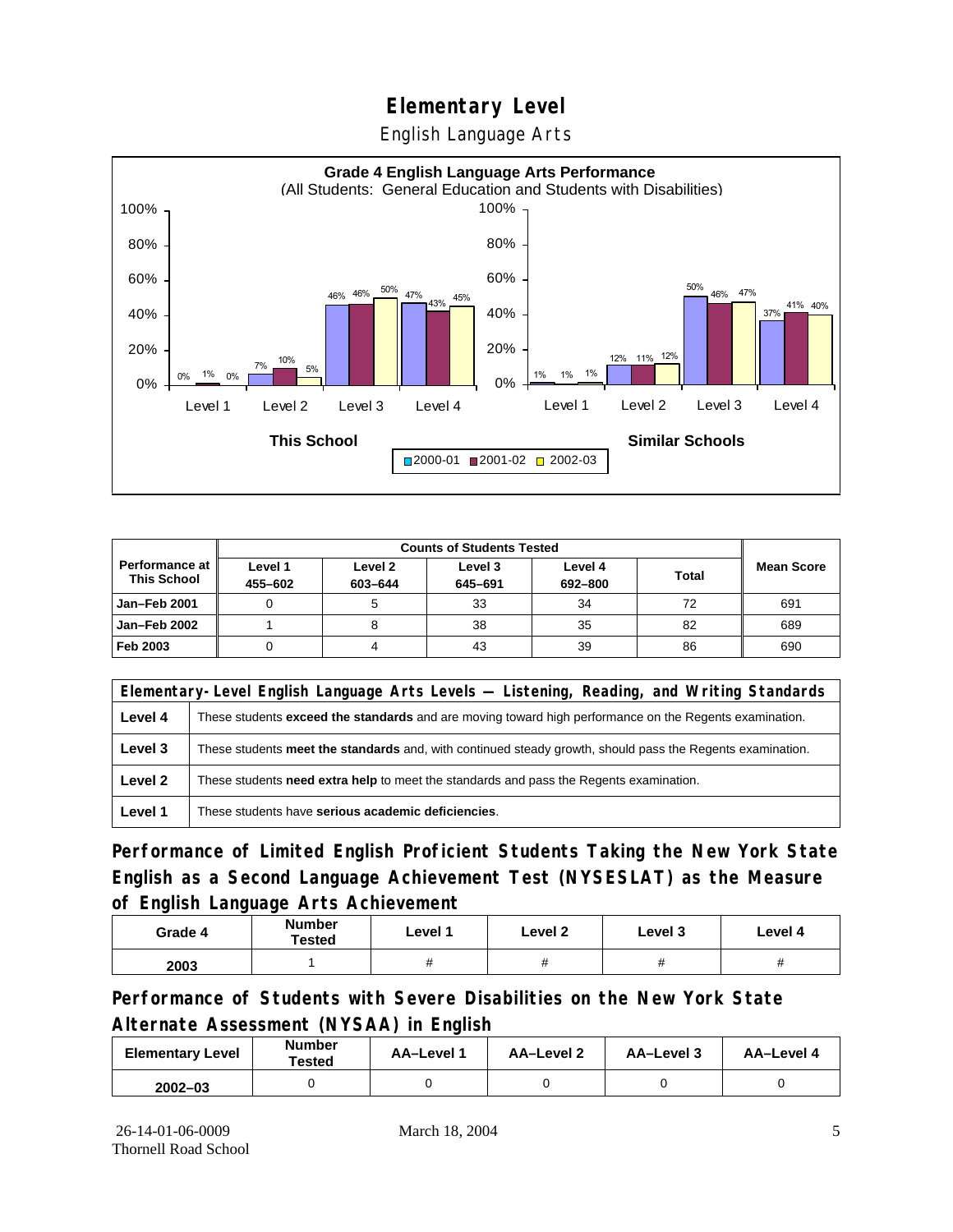# Elementary Level

English Language Arts

**Grade 4 English Language Arts Performance**
(All Students: General Education and Students with Disabilities)

**This School**

| | 2000-01 | 2001-02 | 2002-03 |
|---|---|---|---|
| Level 1 | 0% | 1% | 0% |
| Level 2 | 7% | 10% | 5% |
| Level 3 | 46% | 46% | 50% |
| Level 4 | 47% | 43% | 45% |

**Similar Schools**

| | 2000-01 | 2001-02 | 2002-03 |
|---|---|---|---|
| Level 1 | 1% | 1% | 1% |
| Level 2 | 12% | 11% | 12% |
| Level 3 | 50% | 46% | 47% |
| Level 4 | 37% | 41% | 40% |

| Performance at This School | Counts of Students Tested | | | | | Mean Score |
|---|---|---|---|---|---|---|
| | Level 1 455–602 | Level 2 603–644 | Level 3 645–691 | Level 4 692–800 | Total | |
| Jan–Feb 2001 | 0 | 5 | 33 | 34 | 72 | 691 |
| Jan–Feb 2002 | 1 | 8 | 38 | 35 | 82 | 689 |
| Feb 2003 | 0 | 4 | 43 | 39 | 86 | 690 |

| Elementary-Level English Language Arts Levels — Listening, Reading, and Writing Standards | |
|---|---|
| Level 4 | These students **exceed the standards** and are moving toward high performance on the Regents examination. |
| Level 3 | These students **meet the standards** and, with continued steady growth, should pass the Regents examination. |
| Level 2 | These students **need extra help** to meet the standards and pass the Regents examination. |
| Level 1 | These students have **serious academic deficiencies**. |

## Performance of Limited English Proficient Students Taking the New York State English as a Second Language Achievement Test (NYSESLAT) as the Measure of English Language Arts Achievement

| Grade 4 | Number Tested | Level 1 | Level 2 | Level 3 | Level 4 |
|---|---|---|---|---|---|
| 2003 | 1 | # | # | # | # |

## Performance of Students with Severe Disabilities on the New York State Alternate Assessment (NYSAA) in English

| Elementary Level | Number Tested | AA–Level 1 | AA–Level 2 | AA–Level 3 | AA–Level 4 |
|---|---|---|---|---|---|
| 2002–03 | 0 | 0 | 0 | 0 | 0 |

26-14-01-06-0009
Thornell Road School

March 18, 2004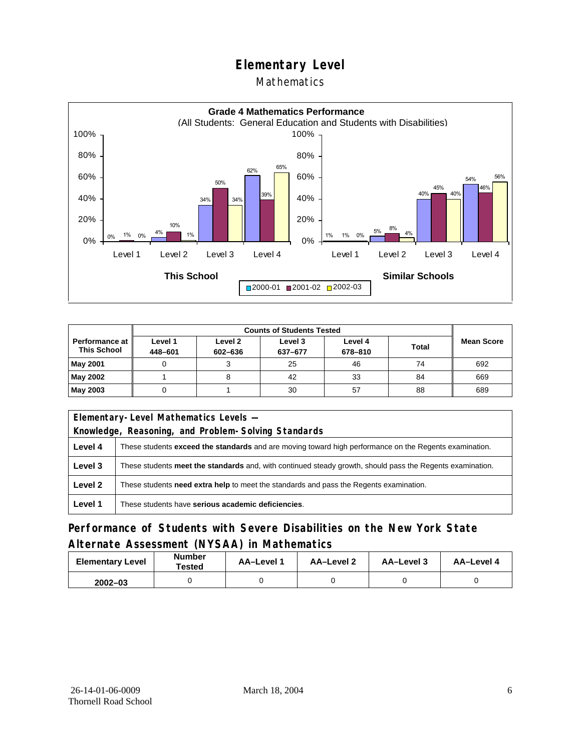# Elementary Level

## Mathematics

**Grade 4 Mathematics Performance**
(All Students: General Education and Students with Disabilities)

| | This School 2000-01 | This School 2001-02 | This School 2002-03 | Similar Schools 2000-01 | Similar Schools 2001-02 | Similar Schools 2002-03 |
|---|---|---|---|---|---|---|
| Level 1 | 0% | 1% | 0% | 1% | 1% | 0% |
| Level 2 | 4% | 10% | 1% | 5% | 8% | 4% |
| Level 3 | 34% | 50% | 34% | 40% | 45% | 40% |
| Level 4 | 62% | 39% | 65% | 54% | 46% | 56% |

| Performance at This School | Counts of Students Tested | | | | | Mean Score |
|---|---|---|---|---|---|---|
| | Level 1 448–601 | Level 2 602–636 | Level 3 637–677 | Level 4 678–810 | Total | |
| **May 2001** | 0 | 3 | 25 | 46 | 74 | 692 |
| **May 2002** | 1 | 8 | 42 | 33 | 84 | 669 |
| **May 2003** | 0 | 1 | 30 | 57 | 88 | 689 |

| Elementary-Level Mathematics Levels — Knowledge, Reasoning, and Problem-Solving Standards | |
|---|---|
| **Level 4** | These students **exceed the standards** and are moving toward high performance on the Regents examination. |
| **Level 3** | These students **meet the standards** and, with continued steady growth, should pass the Regents examination. |
| **Level 2** | These students **need extra help** to meet the standards and pass the Regents examination. |
| **Level 1** | These students have **serious academic deficiencies**. |

## Performance of Students with Severe Disabilities on the New York State Alternate Assessment (NYSAA) in Mathematics

| Elementary Level | Number Tested | AA–Level 1 | AA–Level 2 | AA–Level 3 | AA–Level 4 |
|---|---|---|---|---|---|
| 2002–03 | 0 | 0 | 0 | 0 | 0 |

26-14-01-06-0009
Thornell Road School

March 18, 2004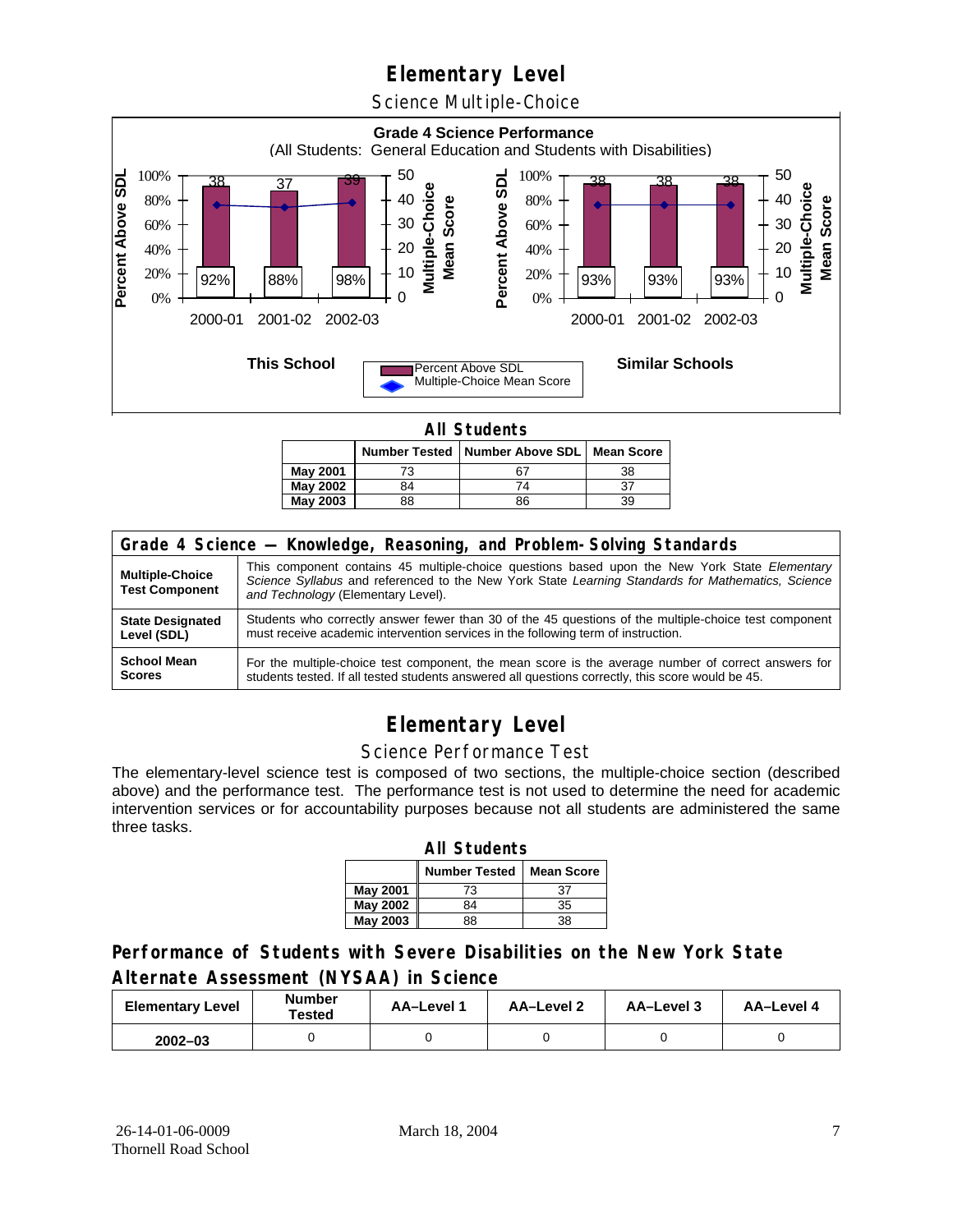# Elementary Level

## Science Multiple-Choice

**Grade 4 Science Performance**
(All Students: General Education and Students with Disabilities)

**This School**

| | 2000-01 | 2001-02 | 2002-03 |
|---|---|---|---|
| Percent Above SDL | 92% | 88% | 98% |
| Multiple-Choice Mean Score | 38 | 37 | 39 |

**Similar Schools**

| | 2000-01 | 2001-02 | 2002-03 |
|---|---|---|---|
| Percent Above SDL | 93% | 93% | 93% |
| Multiple-Choice Mean Score | 38 | 38 | 38 |

**All Students**

| | Number Tested | Number Above SDL | Mean Score |
|---|---|---|---|
| **May 2001** | 73 | 67 | 38 |
| **May 2002** | 84 | 74 | 37 |
| **May 2003** | 88 | 86 | 39 |

| Grade 4 Science — Knowledge, Reasoning, and Problem-Solving Standards | |
|---|---|
| **Multiple-Choice Test Component** | This component contains 45 multiple-choice questions based upon the New York State *Elementary Science Syllabus* and referenced to the New York State *Learning Standards for Mathematics, Science and Technology* (Elementary Level). |
| **State Designated Level (SDL)** | Students who correctly answer fewer than 30 of the 45 questions of the multiple-choice test component must receive academic intervention services in the following term of instruction. |
| **School Mean Scores** | For the multiple-choice test component, the mean score is the average number of correct answers for students tested. If all tested students answered all questions correctly, this score would be 45. |

# Elementary Level

## Science Performance Test

The elementary-level science test is composed of two sections, the multiple-choice section (described above) and the performance test. The performance test is not used to determine the need for academic intervention services or for accountability purposes because not all students are administered the same three tasks.

**All Students**

| | Number Tested | Mean Score |
|---|---|---|
| **May 2001** | 73 | 37 |
| **May 2002** | 84 | 35 |
| **May 2003** | 88 | 38 |

### Performance of Students with Severe Disabilities on the New York State Alternate Assessment (NYSAA) in Science

| Elementary Level | Number Tested | AA–Level 1 | AA–Level 2 | AA–Level 3 | AA–Level 4 |
|---|---|---|---|---|---|
| **2002–03** | 0 | 0 | 0 | 0 | 0 |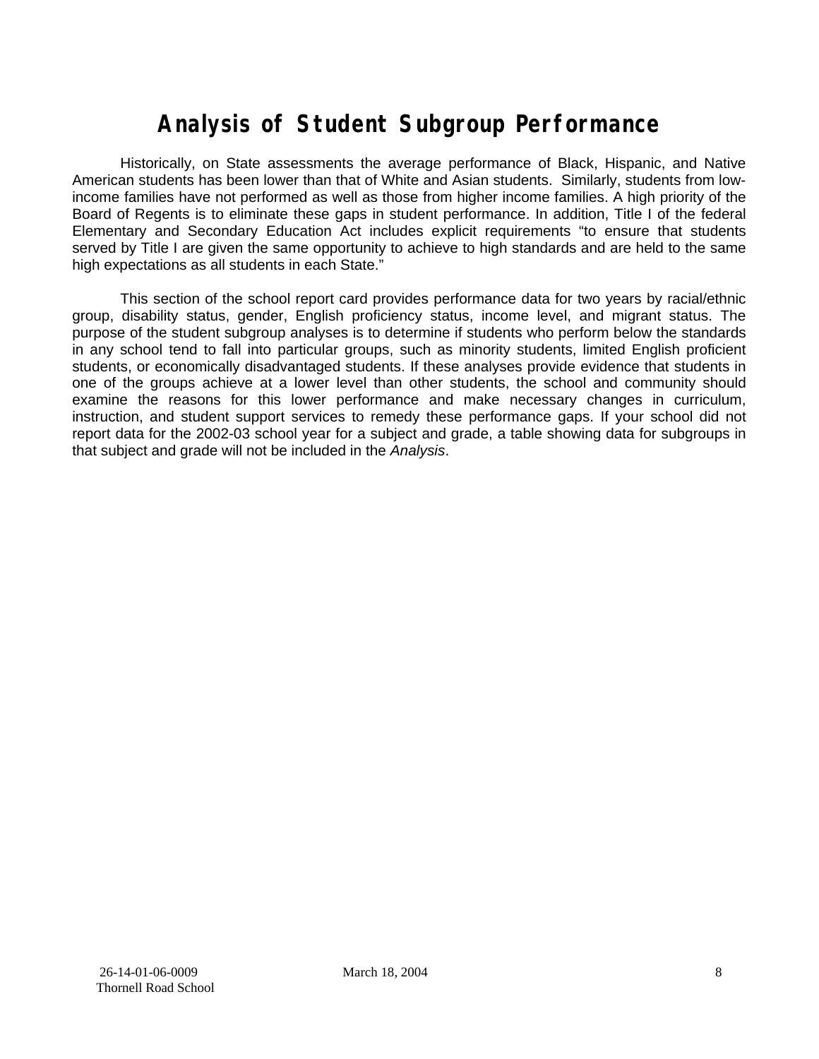# Analysis of Student Subgroup Performance

Historically, on State assessments the average performance of Black, Hispanic, and Native American students has been lower than that of White and Asian students. Similarly, students from low-income families have not performed as well as those from higher income families. A high priority of the Board of Regents is to eliminate these gaps in student performance. In addition, Title I of the federal Elementary and Secondary Education Act includes explicit requirements "to ensure that students served by Title I are given the same opportunity to achieve to high standards and are held to the same high expectations as all students in each State."

This section of the school report card provides performance data for two years by racial/ethnic group, disability status, gender, English proficiency status, income level, and migrant status. The purpose of the student subgroup analyses is to determine if students who perform below the standards in any school tend to fall into particular groups, such as minority students, limited English proficient students, or economically disadvantaged students. If these analyses provide evidence that students in one of the groups achieve at a lower level than other students, the school and community should examine the reasons for this lower performance and make necessary changes in curriculum, instruction, and student support services to remedy these performance gaps. If your school did not report data for the 2002-03 school year for a subject and grade, a table showing data for subgroups in that subject and grade will not be included in the *Analysis*.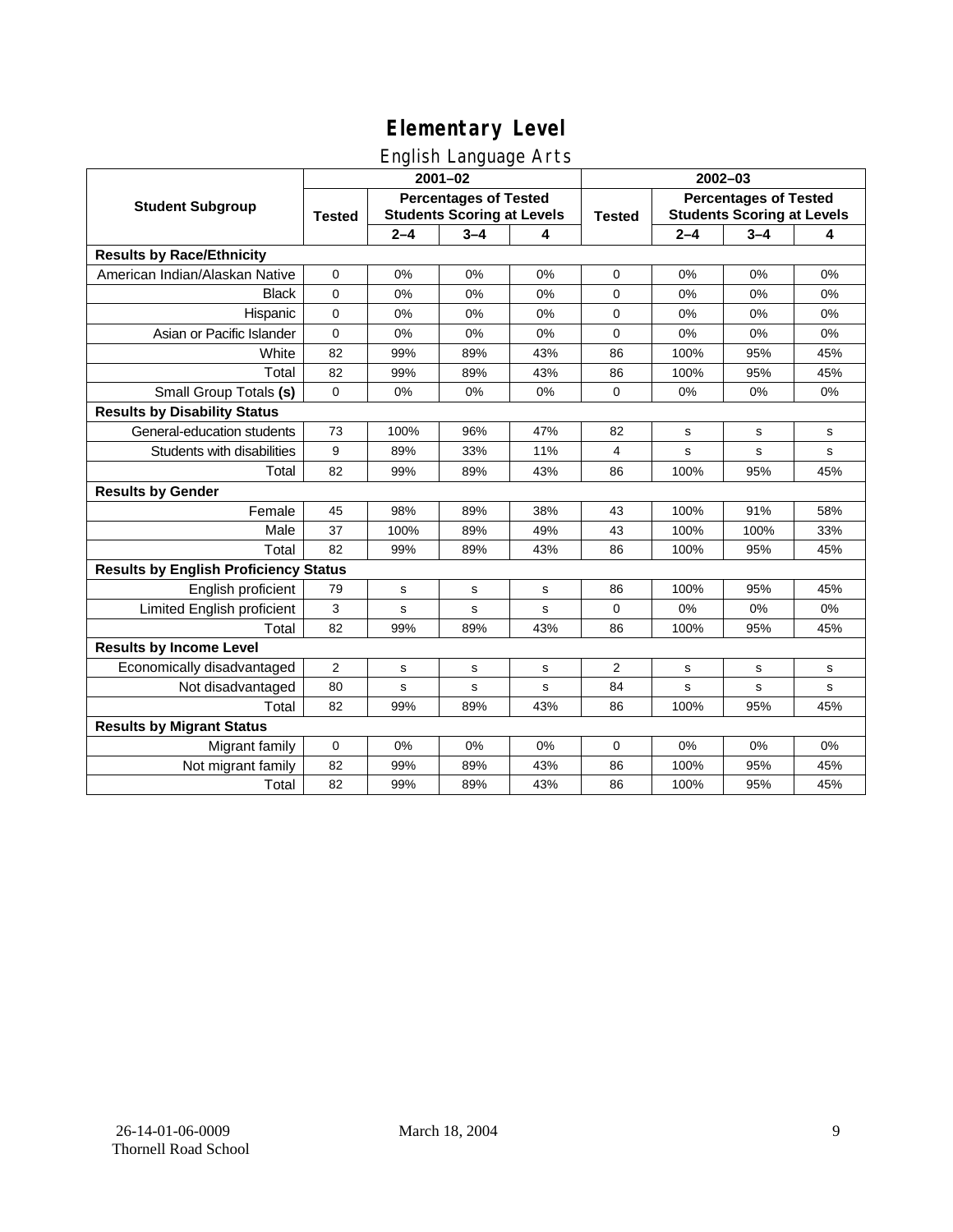# Elementary Level

## English Language Arts

| Student Subgroup | 2001–02 | | | | 2002–03 | | | |
|---|---|---|---|---|---|---|---|---|
| | Tested | Percentages of Tested Students Scoring at Levels | | | Tested | Percentages of Tested Students Scoring at Levels | | |
| | | 2–4 | 3–4 | 4 | | 2–4 | 3–4 | 4 |
| **Results by Race/Ethnicity** | | | | | | | | |
| American Indian/Alaskan Native | 0 | 0% | 0% | 0% | 0 | 0% | 0% | 0% |
| Black | 0 | 0% | 0% | 0% | 0 | 0% | 0% | 0% |
| Hispanic | 0 | 0% | 0% | 0% | 0 | 0% | 0% | 0% |
| Asian or Pacific Islander | 0 | 0% | 0% | 0% | 0 | 0% | 0% | 0% |
| White | 82 | 99% | 89% | 43% | 86 | 100% | 95% | 45% |
| Total | 82 | 99% | 89% | 43% | 86 | 100% | 95% | 45% |
| Small Group Totals **(s)** | 0 | 0% | 0% | 0% | 0 | 0% | 0% | 0% |
| **Results by Disability Status** | | | | | | | | |
| General-education students | 73 | 100% | 96% | 47% | 82 | s | s | s |
| Students with disabilities | 9 | 89% | 33% | 11% | 4 | s | s | s |
| Total | 82 | 99% | 89% | 43% | 86 | 100% | 95% | 45% |
| **Results by Gender** | | | | | | | | |
| Female | 45 | 98% | 89% | 38% | 43 | 100% | 91% | 58% |
| Male | 37 | 100% | 89% | 49% | 43 | 100% | 100% | 33% |
| Total | 82 | 99% | 89% | 43% | 86 | 100% | 95% | 45% |
| **Results by English Proficiency Status** | | | | | | | | |
| English proficient | 79 | s | s | s | 86 | 100% | 95% | 45% |
| Limited English proficient | 3 | s | s | s | 0 | 0% | 0% | 0% |
| Total | 82 | 99% | 89% | 43% | 86 | 100% | 95% | 45% |
| **Results by Income Level** | | | | | | | | |
| Economically disadvantaged | 2 | s | s | s | 2 | s | s | s |
| Not disadvantaged | 80 | s | s | s | 84 | s | s | s |
| Total | 82 | 99% | 89% | 43% | 86 | 100% | 95% | 45% |
| **Results by Migrant Status** | | | | | | | | |
| Migrant family | 0 | 0% | 0% | 0% | 0 | 0% | 0% | 0% |
| Not migrant family | 82 | 99% | 89% | 43% | 86 | 100% | 95% | 45% |
| Total | 82 | 99% | 89% | 43% | 86 | 100% | 95% | 45% |

26-14-01-06-0009
Thornell Road School

March 18, 2004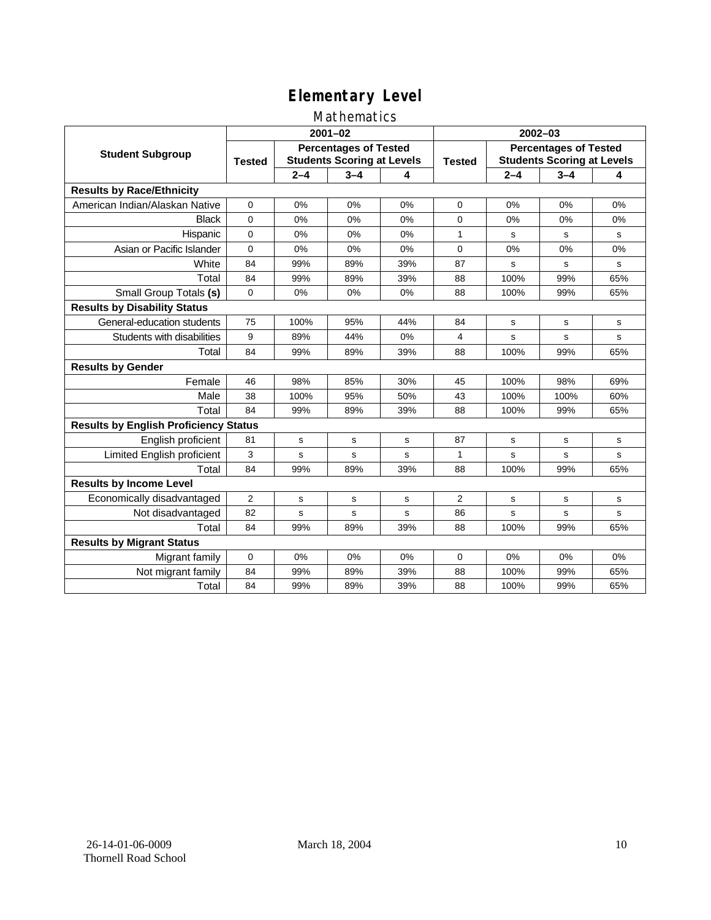# Elementary Level

## Mathematics

| Student Subgroup | 2001–02 | | | | 2002–03 | | | |
|---|---|---|---|---|---|---|---|---|
| | Tested | Percentages of Tested Students Scoring at Levels | | | Tested | Percentages of Tested Students Scoring at Levels | | |
| | | 2–4 | 3–4 | 4 | | 2–4 | 3–4 | 4 |
| **Results by Race/Ethnicity** | | | | | | | | |
| American Indian/Alaskan Native | 0 | 0% | 0% | 0% | 0 | 0% | 0% | 0% |
| Black | 0 | 0% | 0% | 0% | 0 | 0% | 0% | 0% |
| Hispanic | 0 | 0% | 0% | 0% | 1 | s | s | s |
| Asian or Pacific Islander | 0 | 0% | 0% | 0% | 0 | 0% | 0% | 0% |
| White | 84 | 99% | 89% | 39% | 87 | s | s | s |
| Total | 84 | 99% | 89% | 39% | 88 | 100% | 99% | 65% |
| Small Group Totals **(s)** | 0 | 0% | 0% | 0% | 88 | 100% | 99% | 65% |
| **Results by Disability Status** | | | | | | | | |
| General-education students | 75 | 100% | 95% | 44% | 84 | s | s | s |
| Students with disabilities | 9 | 89% | 44% | 0% | 4 | s | s | s |
| Total | 84 | 99% | 89% | 39% | 88 | 100% | 99% | 65% |
| **Results by Gender** | | | | | | | | |
| Female | 46 | 98% | 85% | 30% | 45 | 100% | 98% | 69% |
| Male | 38 | 100% | 95% | 50% | 43 | 100% | 100% | 60% |
| Total | 84 | 99% | 89% | 39% | 88 | 100% | 99% | 65% |
| **Results by English Proficiency Status** | | | | | | | | |
| English proficient | 81 | s | s | s | 87 | s | s | s |
| Limited English proficient | 3 | s | s | s | 1 | s | s | s |
| Total | 84 | 99% | 89% | 39% | 88 | 100% | 99% | 65% |
| **Results by Income Level** | | | | | | | | |
| Economically disadvantaged | 2 | s | s | s | 2 | s | s | s |
| Not disadvantaged | 82 | s | s | s | 86 | s | s | s |
| Total | 84 | 99% | 89% | 39% | 88 | 100% | 99% | 65% |
| **Results by Migrant Status** | | | | | | | | |
| Migrant family | 0 | 0% | 0% | 0% | 0 | 0% | 0% | 0% |
| Not migrant family | 84 | 99% | 89% | 39% | 88 | 100% | 99% | 65% |
| Total | 84 | 99% | 89% | 39% | 88 | 100% | 99% | 65% |

26-14-01-06-0009 Thornell Road School — March 18, 2004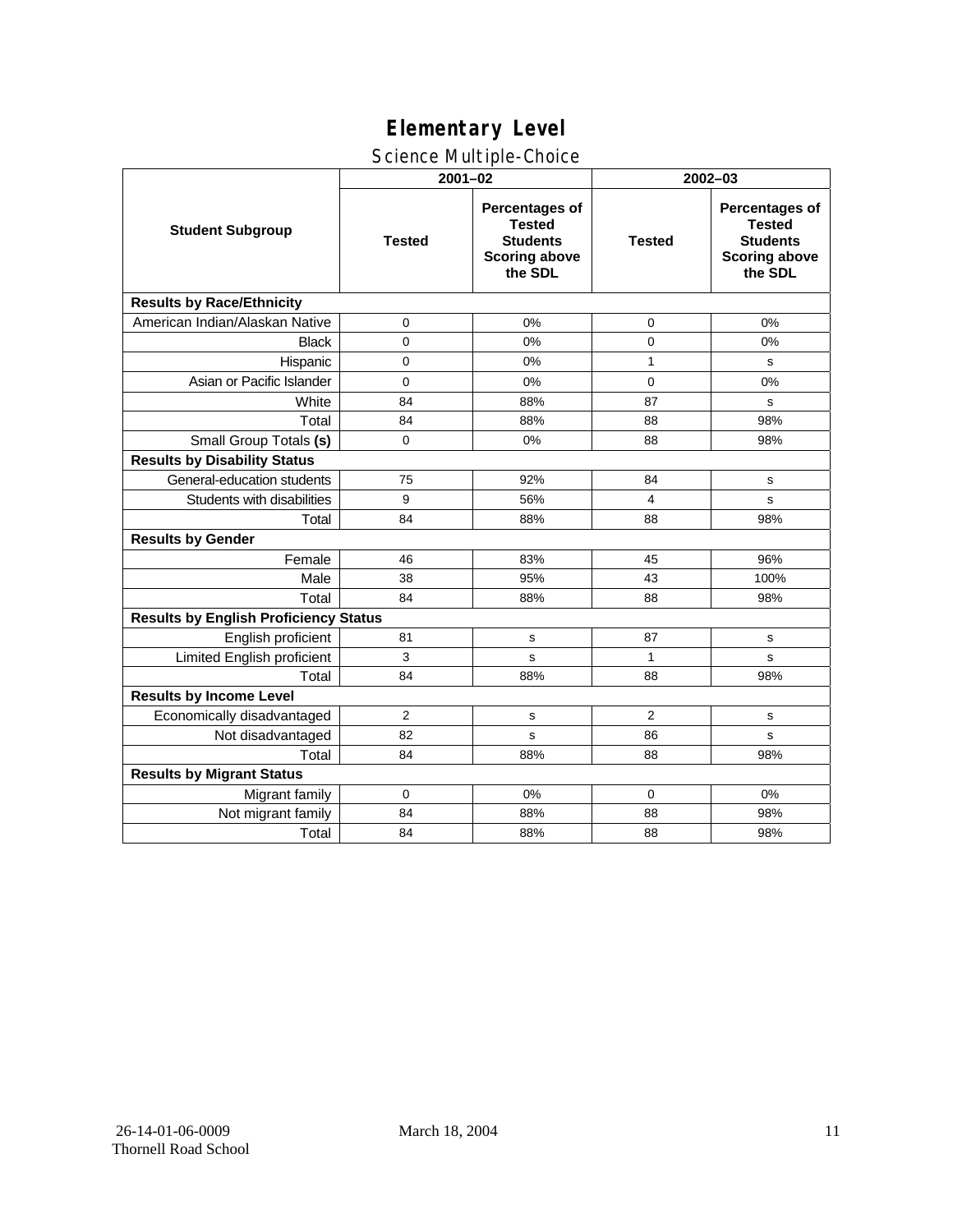# Elementary Level

## Science Multiple-Choice

| Student Subgroup | 2001–02 | | 2002–03 | |
|---|---|---|---|---|
| | Tested | Percentages of Tested Students Scoring above the SDL | Tested | Percentages of Tested Students Scoring above the SDL |
| **Results by Race/Ethnicity** | | | | |
| American Indian/Alaskan Native | 0 | 0% | 0 | 0% |
| Black | 0 | 0% | 0 | 0% |
| Hispanic | 0 | 0% | 1 | s |
| Asian or Pacific Islander | 0 | 0% | 0 | 0% |
| White | 84 | 88% | 87 | s |
| Total | 84 | 88% | 88 | 98% |
| Small Group Totals **(s)** | 0 | 0% | 88 | 98% |
| **Results by Disability Status** | | | | |
| General-education students | 75 | 92% | 84 | s |
| Students with disabilities | 9 | 56% | 4 | s |
| Total | 84 | 88% | 88 | 98% |
| **Results by Gender** | | | | |
| Female | 46 | 83% | 45 | 96% |
| Male | 38 | 95% | 43 | 100% |
| Total | 84 | 88% | 88 | 98% |
| **Results by English Proficiency Status** | | | | |
| English proficient | 81 | s | 87 | s |
| Limited English proficient | 3 | s | 1 | s |
| Total | 84 | 88% | 88 | 98% |
| **Results by Income Level** | | | | |
| Economically disadvantaged | 2 | s | 2 | s |
| Not disadvantaged | 82 | s | 86 | s |
| Total | 84 | 88% | 88 | 98% |
| **Results by Migrant Status** | | | | |
| Migrant family | 0 | 0% | 0 | 0% |
| Not migrant family | 84 | 88% | 88 | 98% |
| Total | 84 | 88% | 88 | 98% |

26-14-01-06-0009
Thornell Road School

March 18, 2004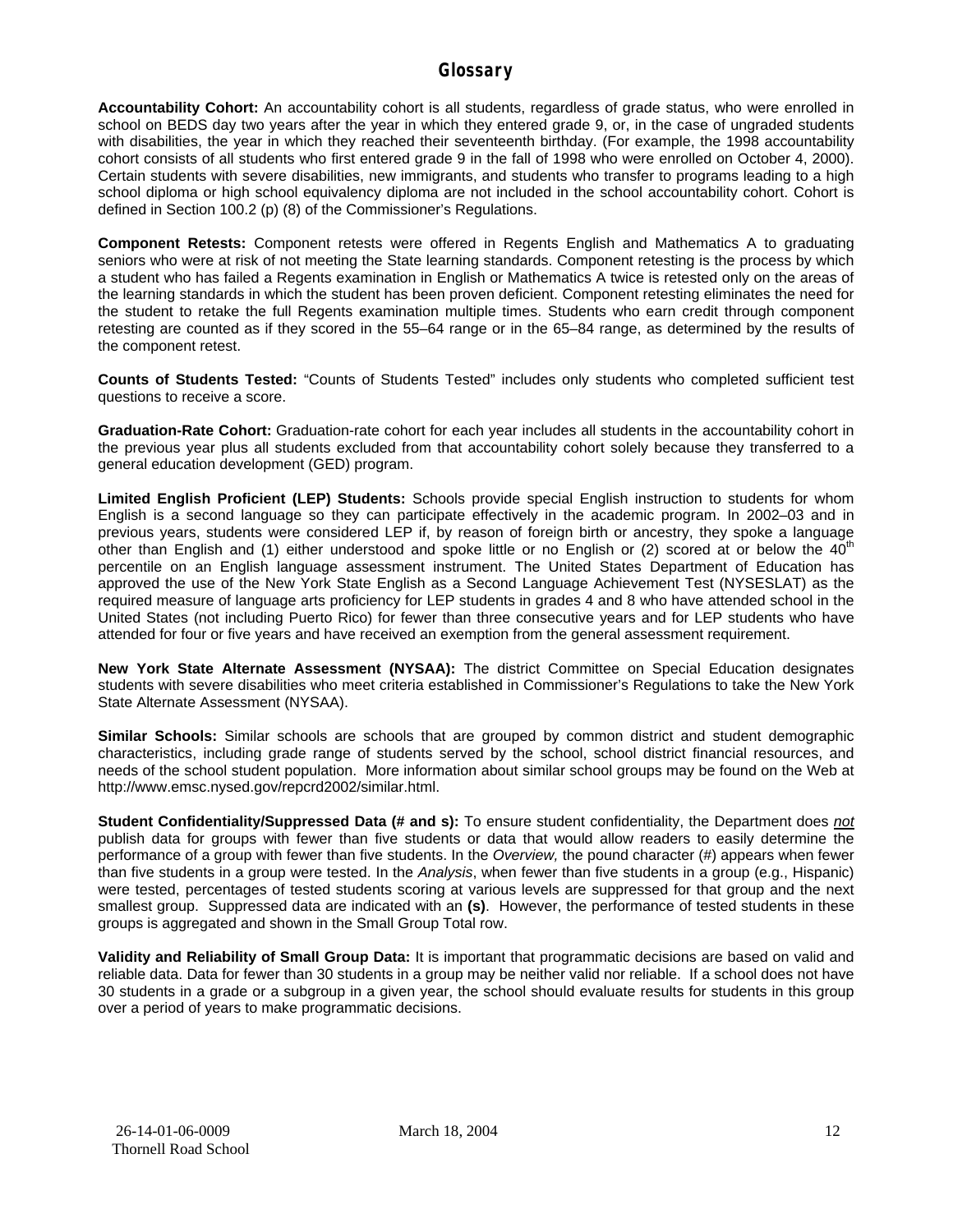# Glossary

**Accountability Cohort:** An accountability cohort is all students, regardless of grade status, who were enrolled in school on BEDS day two years after the year in which they entered grade 9, or, in the case of ungraded students with disabilities, the year in which they reached their seventeenth birthday. (For example, the 1998 accountability cohort consists of all students who first entered grade 9 in the fall of 1998 who were enrolled on October 4, 2000). Certain students with severe disabilities, new immigrants, and students who transfer to programs leading to a high school diploma or high school equivalency diploma are not included in the school accountability cohort. Cohort is defined in Section 100.2 (p) (8) of the Commissioner's Regulations.

**Component Retests:** Component retests were offered in Regents English and Mathematics A to graduating seniors who were at risk of not meeting the State learning standards. Component retesting is the process by which a student who has failed a Regents examination in English or Mathematics A twice is retested only on the areas of the learning standards in which the student has been proven deficient. Component retesting eliminates the need for the student to retake the full Regents examination multiple times. Students who earn credit through component retesting are counted as if they scored in the 55–64 range or in the 65–84 range, as determined by the results of the component retest.

**Counts of Students Tested:** "Counts of Students Tested" includes only students who completed sufficient test questions to receive a score.

**Graduation-Rate Cohort:** Graduation-rate cohort for each year includes all students in the accountability cohort in the previous year plus all students excluded from that accountability cohort solely because they transferred to a general education development (GED) program.

**Limited English Proficient (LEP) Students:** Schools provide special English instruction to students for whom English is a second language so they can participate effectively in the academic program. In 2002–03 and in previous years, students were considered LEP if, by reason of foreign birth or ancestry, they spoke a language other than English and (1) either understood and spoke little or no English or (2) scored at or below the 40th percentile on an English language assessment instrument. The United States Department of Education has approved the use of the New York State English as a Second Language Achievement Test (NYSESLAT) as the required measure of language arts proficiency for LEP students in grades 4 and 8 who have attended school in the United States (not including Puerto Rico) for fewer than three consecutive years and for LEP students who have attended for four or five years and have received an exemption from the general assessment requirement.

**New York State Alternate Assessment (NYSAA):** The district Committee on Special Education designates students with severe disabilities who meet criteria established in Commissioner's Regulations to take the New York State Alternate Assessment (NYSAA).

**Similar Schools:** Similar schools are schools that are grouped by common district and student demographic characteristics, including grade range of students served by the school, school district financial resources, and needs of the school student population. More information about similar school groups may be found on the Web at http://www.emsc.nysed.gov/repcrd2002/similar.html.

**Student Confidentiality/Suppressed Data (# and s):** To ensure student confidentiality, the Department does *not* publish data for groups with fewer than five students or data that would allow readers to easily determine the performance of a group with fewer than five students. In the *Overview,* the pound character (#) appears when fewer than five students in a group were tested. In the *Analysis*, when fewer than five students in a group (e.g., Hispanic) were tested, percentages of tested students scoring at various levels are suppressed for that group and the next smallest group. Suppressed data are indicated with an **(s)**. However, the performance of tested students in these groups is aggregated and shown in the Small Group Total row.

**Validity and Reliability of Small Group Data:** It is important that programmatic decisions are based on valid and reliable data. Data for fewer than 30 students in a group may be neither valid nor reliable. If a school does not have 30 students in a grade or a subgroup in a given year, the school should evaluate results for students in this group over a period of years to make programmatic decisions.

26-14-01-06-0009 Thornell Road School

March 18, 2004